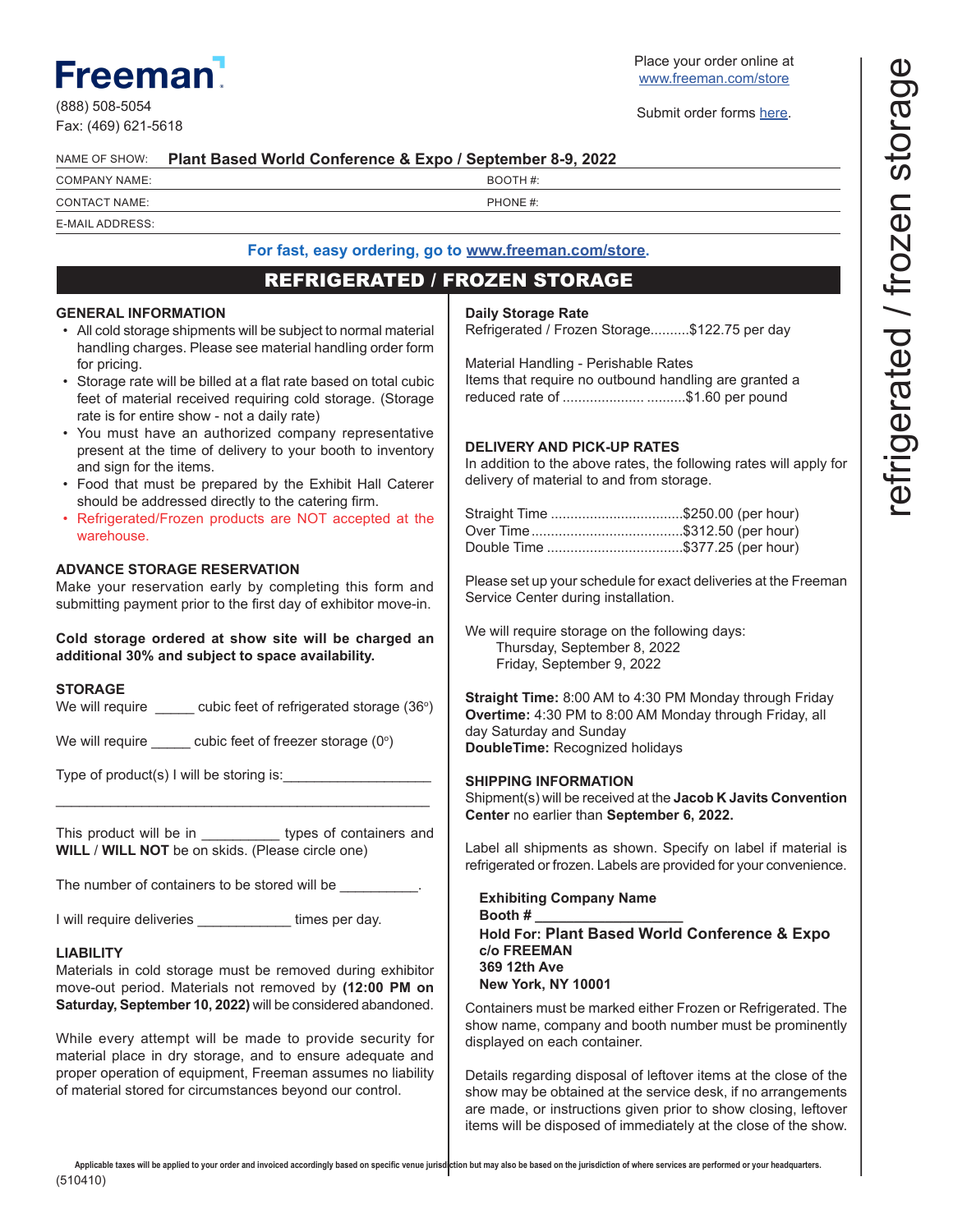# Freeman

(888) 508-5054
Fax: (469) 621-5618

Place your order online at
www.freeman.com/store

Submit order forms here.

NAME OF SHOW: **Plant Based World Conference & Expo / September 8-9, 2022**

COMPANY NAME: BOOTH #:

CONTACT NAME: PHONE #:

E-MAIL ADDRESS:

**For fast, easy ordering, go to www.freeman.com/store.**

## REFRIGERATED / FROZEN STORAGE

### GENERAL INFORMATION

- All cold storage shipments will be subject to normal material handling charges. Please see material handling order form for pricing.
- Storage rate will be billed at a flat rate based on total cubic feet of material received requiring cold storage. (Storage rate is for entire show - not a daily rate)
- You must have an authorized company representative present at the time of delivery to your booth to inventory and sign for the items.
- Food that must be prepared by the Exhibit Hall Caterer should be addressed directly to the catering firm.
- Refrigerated/Frozen products are NOT accepted at the warehouse.

### ADVANCE STORAGE RESERVATION

Make your reservation early by completing this form and submitting payment prior to the first day of exhibitor move-in.

**Cold storage ordered at show site will be charged an additional 30% and subject to space availability.**

### STORAGE

We will require _____ cubic feet of refrigerated storage (36°)

We will require _____ cubic feet of freezer storage (0°)

Type of product(s) I will be storing is:___________________

_____________________________________________________

This product will be in __________ types of containers and **WILL** / **WILL NOT** be on skids. (Please circle one)

The number of containers to be stored will be __________.

I will require deliveries ____________ times per day.

### LIABILITY

Materials in cold storage must be removed during exhibitor move-out period. Materials not removed by **(12:00 PM on Saturday, September 10, 2022)** will be considered abandoned.

While every attempt will be made to provide security for material place in dry storage, and to ensure adequate and proper operation of equipment, Freeman assumes no liability of material stored for circumstances beyond our control.

**Daily Storage Rate**
Refrigerated / Frozen Storage..........$122.75 per day

Material Handling - Perishable Rates
Items that require no outbound handling are granted a reduced rate of .................... ..........$1.60 per pound

### DELIVERY AND PICK-UP RATES

In addition to the above rates, the following rates will apply for delivery of material to and from storage.

Straight Time ..................................$250.00 (per hour)
Over Time........................................$312.50 (per hour)
Double Time ...................................$377.25 (per hour)

Please set up your schedule for exact deliveries at the Freeman Service Center during installation.

We will require storage on the following days:
Thursday, September 8, 2022
Friday, September 9, 2022

**Straight Time:** 8:00 AM to 4:30 PM Monday through Friday
**Overtime:** 4:30 PM to 8:00 AM Monday through Friday, all day Saturday and Sunday
**DoubleTime:** Recognized holidays

### SHIPPING INFORMATION

Shipment(s) will be received at the **Jacob K Javits Convention Center** no earlier than **September 6, 2022.**

Label all shipments as shown. Specify on label if material is refrigerated or frozen. Labels are provided for your convenience.

**Exhibiting Company Name**
**Booth # __________________**
**Hold For: Plant Based World Conference & Expo**
**c/o FREEMAN**
**369 12th Ave**
**New York, NY 10001**

Containers must be marked either Frozen or Refrigerated. The show name, company and booth number must be prominently displayed on each container.

Details regarding disposal of leftover items at the close of the show may be obtained at the service desk, if no arrangements are made, or instructions given prior to show closing, leftover items will be disposed of immediately at the close of the show.

Applicable taxes will be applied to your order and invoiced accordingly based on specific venue jurisdiction but may also be based on the jurisdiction of where services are performed or your headquarters.

(510410)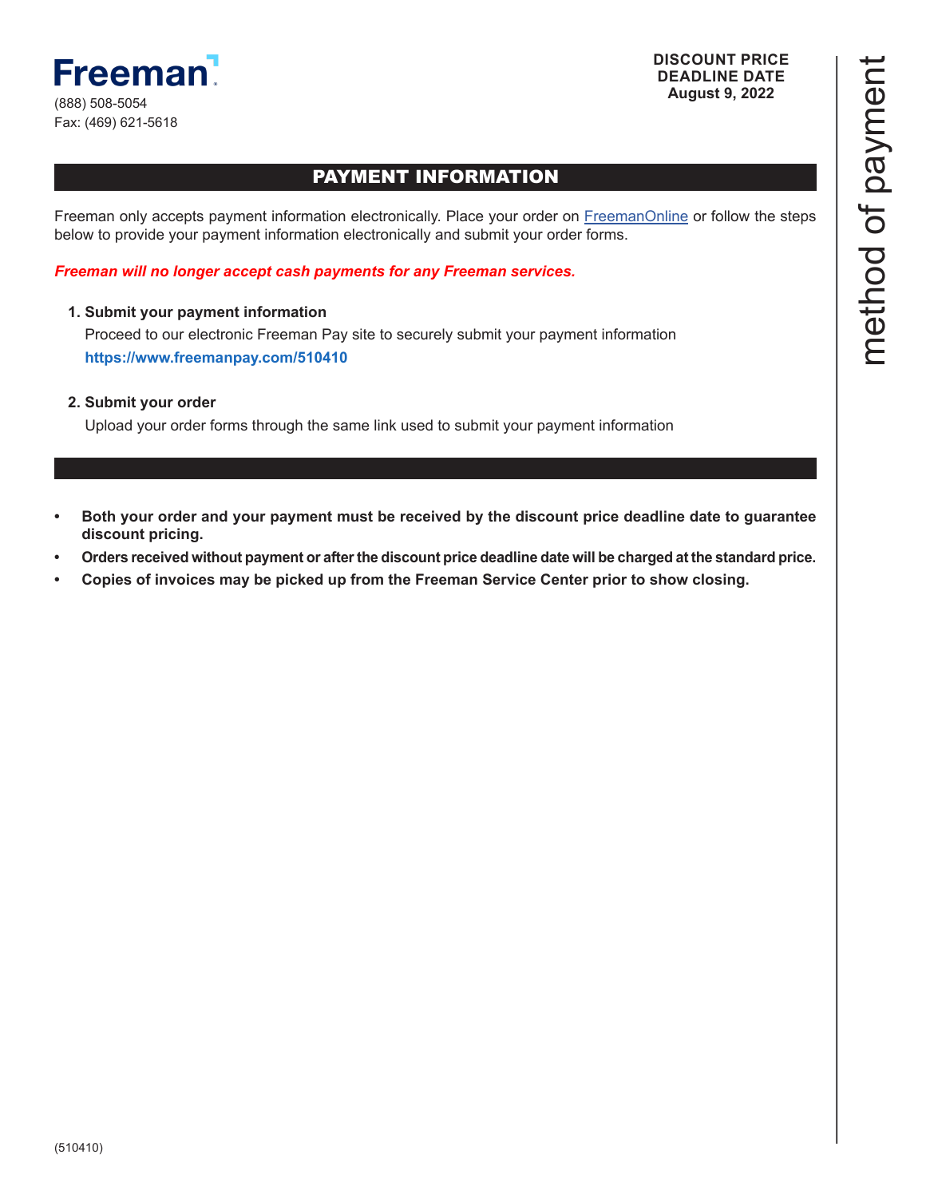**Freeman**

(888) 508-5054
Fax: (469) 621-5618

**DISCOUNT PRICE DEADLINE DATE**
**August 9, 2022**

method of payment

## PAYMENT INFORMATION

Freeman only accepts payment information electronically. Place your order on FreemanOnline or follow the steps below to provide your payment information electronically and submit your order forms.

***Freeman will no longer accept cash payments for any Freeman services.***

1. **Submit your payment information**
   Proceed to our electronic Freeman Pay site to securely submit your payment information
   **https://www.freemanpay.com/510410**

2. **Submit your order**
   Upload your order forms through the same link used to submit your payment information

- **Both your order and your payment must be received by the discount price deadline date to guarantee discount pricing.**
- **Orders received without payment or after the discount price deadline date will be charged at the standard price.**
- **Copies of invoices may be picked up from the Freeman Service Center prior to show closing.**

(510410)